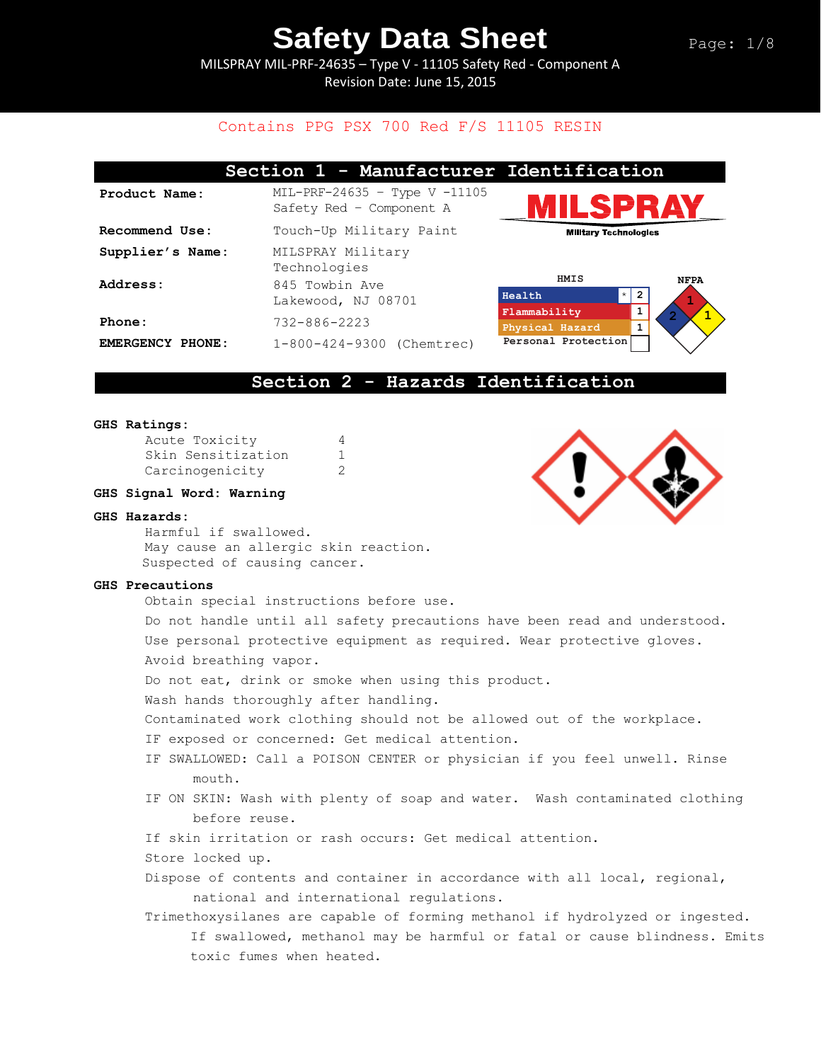# Safety Data Sheet

MILSPRAY MIL-PRF-24635 – Type V - 11105 Safety Red - Component A
Revision Date: June 15, 2015

Contains PPG PSX 700 Red F/S 11105 RESIN

## Section 1 - Manufacturer Identification

**Product Name:** MIL-PRF-24635 – Type V -11105 Safety Red – Component A

**Recommend Use:** Touch-Up Military Paint

**Supplier's Name:** MILSPRAY Military Technologies

**Address:** 845 Towbin Ave
Lakewood, NJ 08701

**Phone:** 732-886-2223

**EMERGENCY PHONE:** 1-800-424-9300 (Chemtrec)

MILSPRAY Military Technologies

| HMIS | | |
|---|---|---|
| Health | * | 2 |
| Flammability | | 1 |
| Physical Hazard | | 1 |
| Personal Protection | | |

NFPA: Health 2, Flammability 1, Instability 1

## Section 2 - Hazards Identification

**GHS Ratings:**

| | |
|---|---|
| Acute Toxicity | 4 |
| Skin Sensitization | 1 |
| Carcinogenicity | 2 |

**GHS Signal Word: Warning**

**GHS Hazards:**

Harmful if swallowed.
May cause an allergic skin reaction.
Suspected of causing cancer.

**GHS Precautions**

Obtain special instructions before use.

Do not handle until all safety precautions have been read and understood.

Use personal protective equipment as required. Wear protective gloves.

Avoid breathing vapor.

Do not eat, drink or smoke when using this product.

Wash hands thoroughly after handling.

Contaminated work clothing should not be allowed out of the workplace.

IF exposed or concerned: Get medical attention.

IF SWALLOWED: Call a POISON CENTER or physician if you feel unwell. Rinse mouth.

IF ON SKIN: Wash with plenty of soap and water. Wash contaminated clothing before reuse.

If skin irritation or rash occurs: Get medical attention.

Store locked up.

Dispose of contents and container in accordance with all local, regional, national and international regulations.

Trimethoxysilanes are capable of forming methanol if hydrolyzed or ingested. If swallowed, methanol may be harmful or fatal or cause blindness. Emits toxic fumes when heated.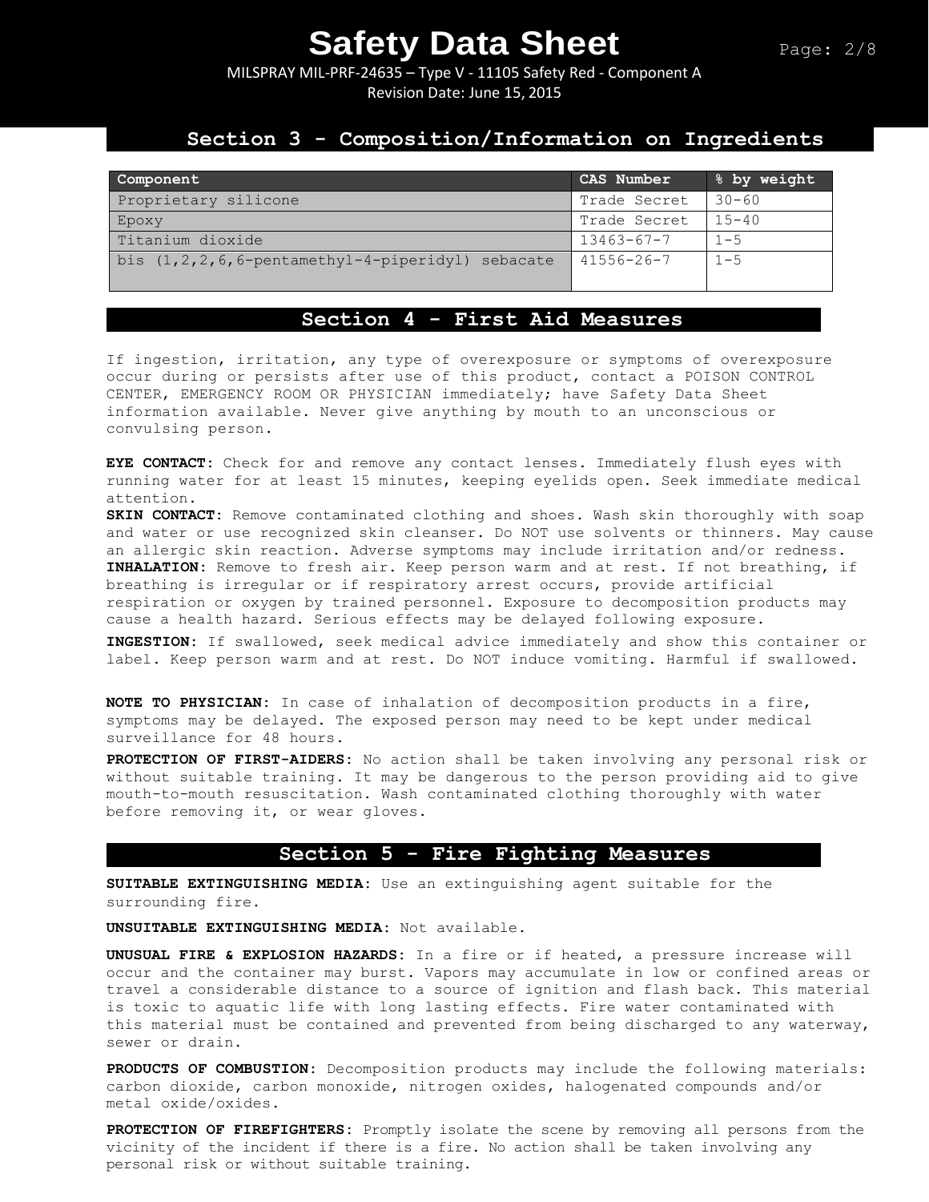## Section 3 - Composition/Information on Ingredients

| Component | CAS Number | % by weight |
|---|---|---|
| Proprietary silicone | Trade Secret | 30-60 |
| Epoxy | Trade Secret | 15-40 |
| Titanium dioxide | 13463-67-7 | 1-5 |
| bis (1,2,2,6,6-pentamethyl-4-piperidyl) sebacate | 41556-26-7 | 1-5 |

## Section 4 - First Aid Measures

If ingestion, irritation, any type of overexposure or symptoms of overexposure occur during or persists after use of this product, contact a POISON CONTROL CENTER, EMERGENCY ROOM OR PHYSICIAN immediately; have Safety Data Sheet information available. Never give anything by mouth to an unconscious or convulsing person.

**EYE CONTACT:** Check for and remove any contact lenses. Immediately flush eyes with running water for at least 15 minutes, keeping eyelids open. Seek immediate medical attention.
**SKIN CONTACT:** Remove contaminated clothing and shoes. Wash skin thoroughly with soap and water or use recognized skin cleanser. Do NOT use solvents or thinners. May cause an allergic skin reaction. Adverse symptoms may include irritation and/or redness.
**INHALATION:** Remove to fresh air. Keep person warm and at rest. If not breathing, if breathing is irregular or if respiratory arrest occurs, provide artificial respiration or oxygen by trained personnel. Exposure to decomposition products may cause a health hazard. Serious effects may be delayed following exposure.

**INGESTION:** If swallowed, seek medical advice immediately and show this container or label. Keep person warm and at rest. Do NOT induce vomiting. Harmful if swallowed.

**NOTE TO PHYSICIAN:** In case of inhalation of decomposition products in a fire, symptoms may be delayed. The exposed person may need to be kept under medical surveillance for 48 hours.

**PROTECTION OF FIRST-AIDERS:** No action shall be taken involving any personal risk or without suitable training. It may be dangerous to the person providing aid to give mouth-to-mouth resuscitation. Wash contaminated clothing thoroughly with water before removing it, or wear gloves.

## Section 5 - Fire Fighting Measures

**SUITABLE EXTINGUISHING MEDIA:** Use an extinguishing agent suitable for the surrounding fire.

**UNSUITABLE EXTINGUISHING MEDIA:** Not available.

**UNUSUAL FIRE & EXPLOSION HAZARDS:** In a fire or if heated, a pressure increase will occur and the container may burst. Vapors may accumulate in low or confined areas or travel a considerable distance to a source of ignition and flash back. This material is toxic to aquatic life with long lasting effects. Fire water contaminated with this material must be contained and prevented from being discharged to any waterway, sewer or drain.

**PRODUCTS OF COMBUSTION:** Decomposition products may include the following materials: carbon dioxide, carbon monoxide, nitrogen oxides, halogenated compounds and/or metal oxide/oxides.

**PROTECTION OF FIREFIGHTERS:** Promptly isolate the scene by removing all persons from the vicinity of the incident if there is a fire. No action shall be taken involving any personal risk or without suitable training.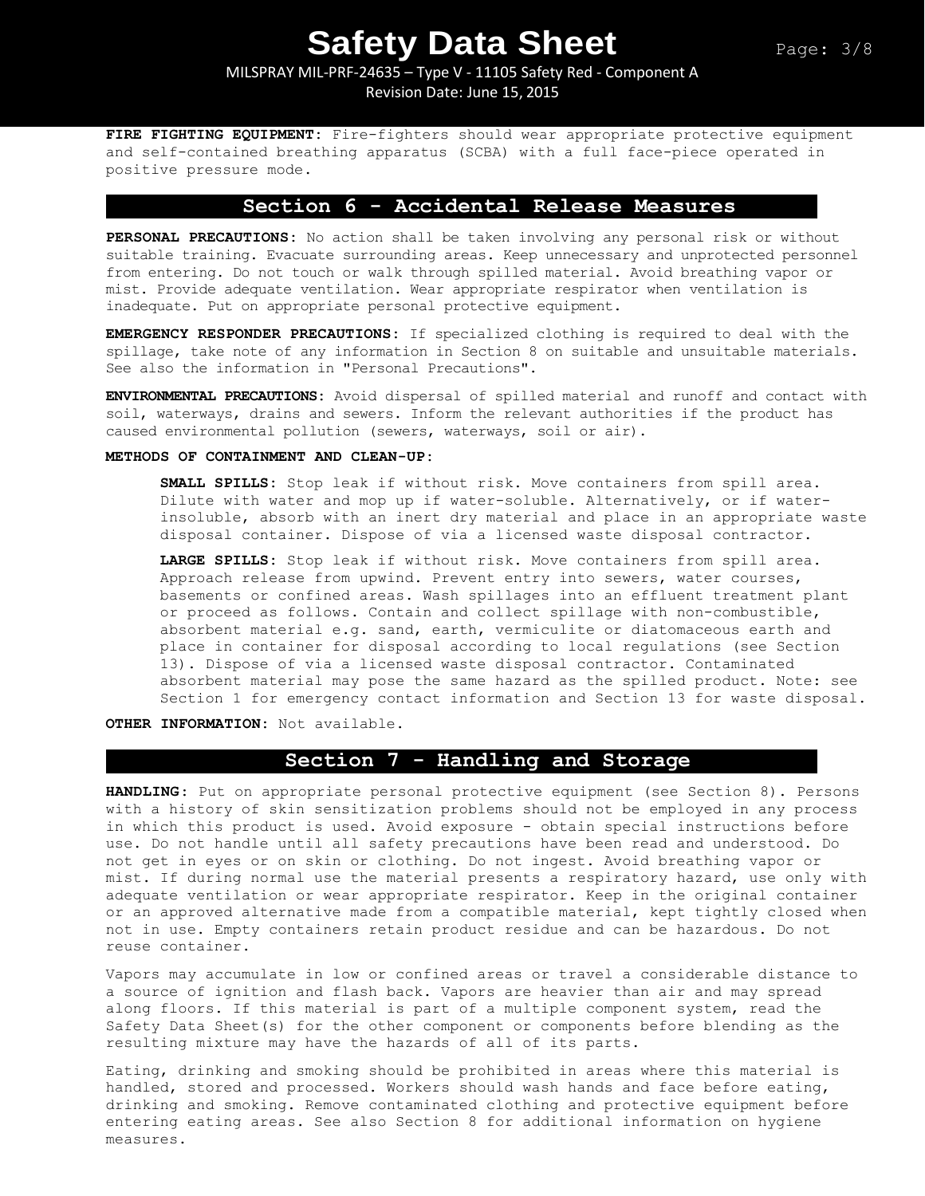**FIRE FIGHTING EQUIPMENT:** Fire-fighters should wear appropriate protective equipment and self-contained breathing apparatus (SCBA) with a full face-piece operated in positive pressure mode.

## Section 6 - Accidental Release Measures

**PERSONAL PRECAUTIONS:** No action shall be taken involving any personal risk or without suitable training. Evacuate surrounding areas. Keep unnecessary and unprotected personnel from entering. Do not touch or walk through spilled material. Avoid breathing vapor or mist. Provide adequate ventilation. Wear appropriate respirator when ventilation is inadequate. Put on appropriate personal protective equipment.

**EMERGENCY RESPONDER PRECAUTIONS:** If specialized clothing is required to deal with the spillage, take note of any information in Section 8 on suitable and unsuitable materials. See also the information in "Personal Precautions".

**ENVIRONMENTAL PRECAUTIONS:** Avoid dispersal of spilled material and runoff and contact with soil, waterways, drains and sewers. Inform the relevant authorities if the product has caused environmental pollution (sewers, waterways, soil or air).

**METHODS OF CONTAINMENT AND CLEAN-UP:**

**SMALL SPILLS:** Stop leak if without risk. Move containers from spill area. Dilute with water and mop up if water-soluble. Alternatively, or if water-insoluble, absorb with an inert dry material and place in an appropriate waste disposal container. Dispose of via a licensed waste disposal contractor.

**LARGE SPILLS:** Stop leak if without risk. Move containers from spill area. Approach release from upwind. Prevent entry into sewers, water courses, basements or confined areas. Wash spillages into an effluent treatment plant or proceed as follows. Contain and collect spillage with non-combustible, absorbent material e.g. sand, earth, vermiculite or diatomaceous earth and place in container for disposal according to local regulations (see Section 13). Dispose of via a licensed waste disposal contractor. Contaminated absorbent material may pose the same hazard as the spilled product. Note: see Section 1 for emergency contact information and Section 13 for waste disposal.

**OTHER INFORMATION:** Not available.

## Section 7 - Handling and Storage

**HANDLING:** Put on appropriate personal protective equipment (see Section 8). Persons with a history of skin sensitization problems should not be employed in any process in which this product is used. Avoid exposure - obtain special instructions before use. Do not handle until all safety precautions have been read and understood. Do not get in eyes or on skin or clothing. Do not ingest. Avoid breathing vapor or mist. If during normal use the material presents a respiratory hazard, use only with adequate ventilation or wear appropriate respirator. Keep in the original container or an approved alternative made from a compatible material, kept tightly closed when not in use. Empty containers retain product residue and can be hazardous. Do not reuse container.

Vapors may accumulate in low or confined areas or travel a considerable distance to a source of ignition and flash back. Vapors are heavier than air and may spread along floors. If this material is part of a multiple component system, read the Safety Data Sheet(s) for the other component or components before blending as the resulting mixture may have the hazards of all of its parts.

Eating, drinking and smoking should be prohibited in areas where this material is handled, stored and processed. Workers should wash hands and face before eating, drinking and smoking. Remove contaminated clothing and protective equipment before entering eating areas. See also Section 8 for additional information on hygiene measures.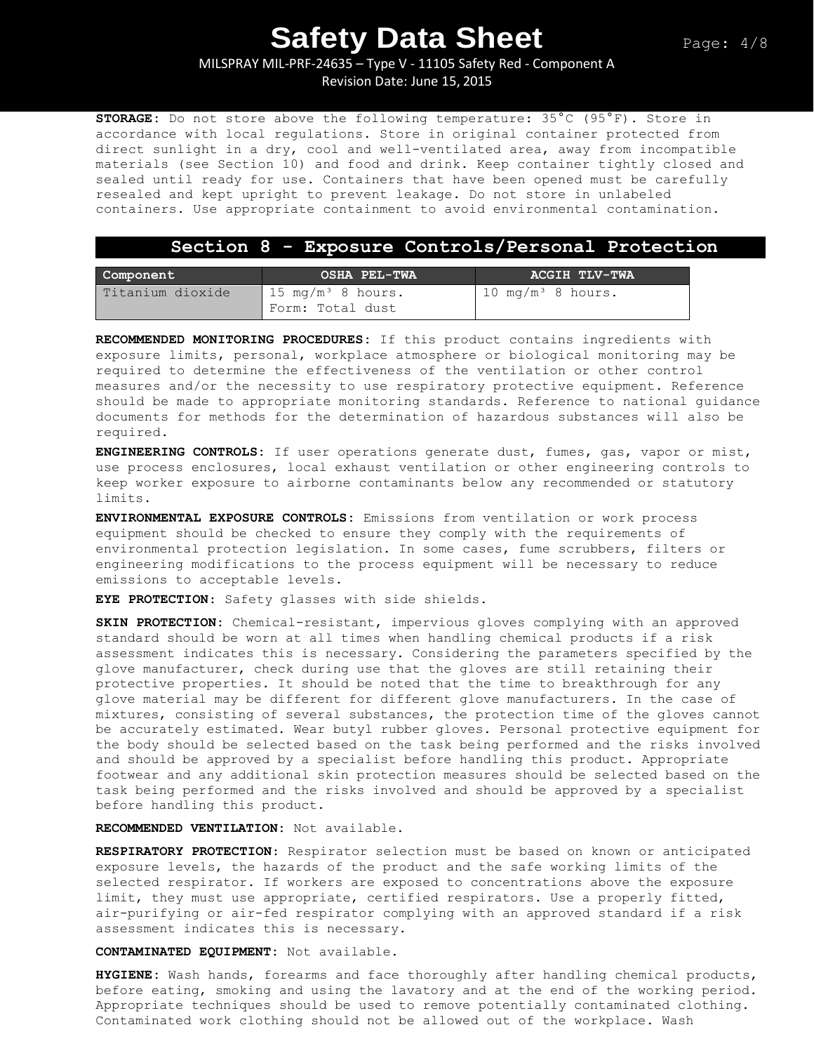**STORAGE:** Do not store above the following temperature: 35°C (95°F). Store in accordance with local regulations. Store in original container protected from direct sunlight in a dry, cool and well-ventilated area, away from incompatible materials (see Section 10) and food and drink. Keep container tightly closed and sealed until ready for use. Containers that have been opened must be carefully resealed and kept upright to prevent leakage. Do not store in unlabeled containers. Use appropriate containment to avoid environmental contamination.

## Section 8 - Exposure Controls/Personal Protection

| Component | OSHA PEL-TWA | ACGIH TLV-TWA |
|---|---|---|
| Titanium dioxide | 15 mg/m³ 8 hours. Form: Total dust | 10 mg/m³ 8 hours. |

**RECOMMENDED MONITORING PROCEDURES:** If this product contains ingredients with exposure limits, personal, workplace atmosphere or biological monitoring may be required to determine the effectiveness of the ventilation or other control measures and/or the necessity to use respiratory protective equipment. Reference should be made to appropriate monitoring standards. Reference to national guidance documents for methods for the determination of hazardous substances will also be required.

**ENGINEERING CONTROLS:** If user operations generate dust, fumes, gas, vapor or mist, use process enclosures, local exhaust ventilation or other engineering controls to keep worker exposure to airborne contaminants below any recommended or statutory limits.

**ENVIRONMENTAL EXPOSURE CONTROLS:** Emissions from ventilation or work process equipment should be checked to ensure they comply with the requirements of environmental protection legislation. In some cases, fume scrubbers, filters or engineering modifications to the process equipment will be necessary to reduce emissions to acceptable levels.

**EYE PROTECTION:** Safety glasses with side shields.

**SKIN PROTECTION:** Chemical-resistant, impervious gloves complying with an approved standard should be worn at all times when handling chemical products if a risk assessment indicates this is necessary. Considering the parameters specified by the glove manufacturer, check during use that the gloves are still retaining their protective properties. It should be noted that the time to breakthrough for any glove material may be different for different glove manufacturers. In the case of mixtures, consisting of several substances, the protection time of the gloves cannot be accurately estimated. Wear butyl rubber gloves. Personal protective equipment for the body should be selected based on the task being performed and the risks involved and should be approved by a specialist before handling this product. Appropriate footwear and any additional skin protection measures should be selected based on the task being performed and the risks involved and should be approved by a specialist before handling this product.

**RECOMMENDED VENTILATION:** Not available.

**RESPIRATORY PROTECTION:** Respirator selection must be based on known or anticipated exposure levels, the hazards of the product and the safe working limits of the selected respirator. If workers are exposed to concentrations above the exposure limit, they must use appropriate, certified respirators. Use a properly fitted, air-purifying or air-fed respirator complying with an approved standard if a risk assessment indicates this is necessary.

**CONTAMINATED EQUIPMENT:** Not available.

**HYGIENE:** Wash hands, forearms and face thoroughly after handling chemical products, before eating, smoking and using the lavatory and at the end of the working period. Appropriate techniques should be used to remove potentially contaminated clothing. Contaminated work clothing should not be allowed out of the workplace. Wash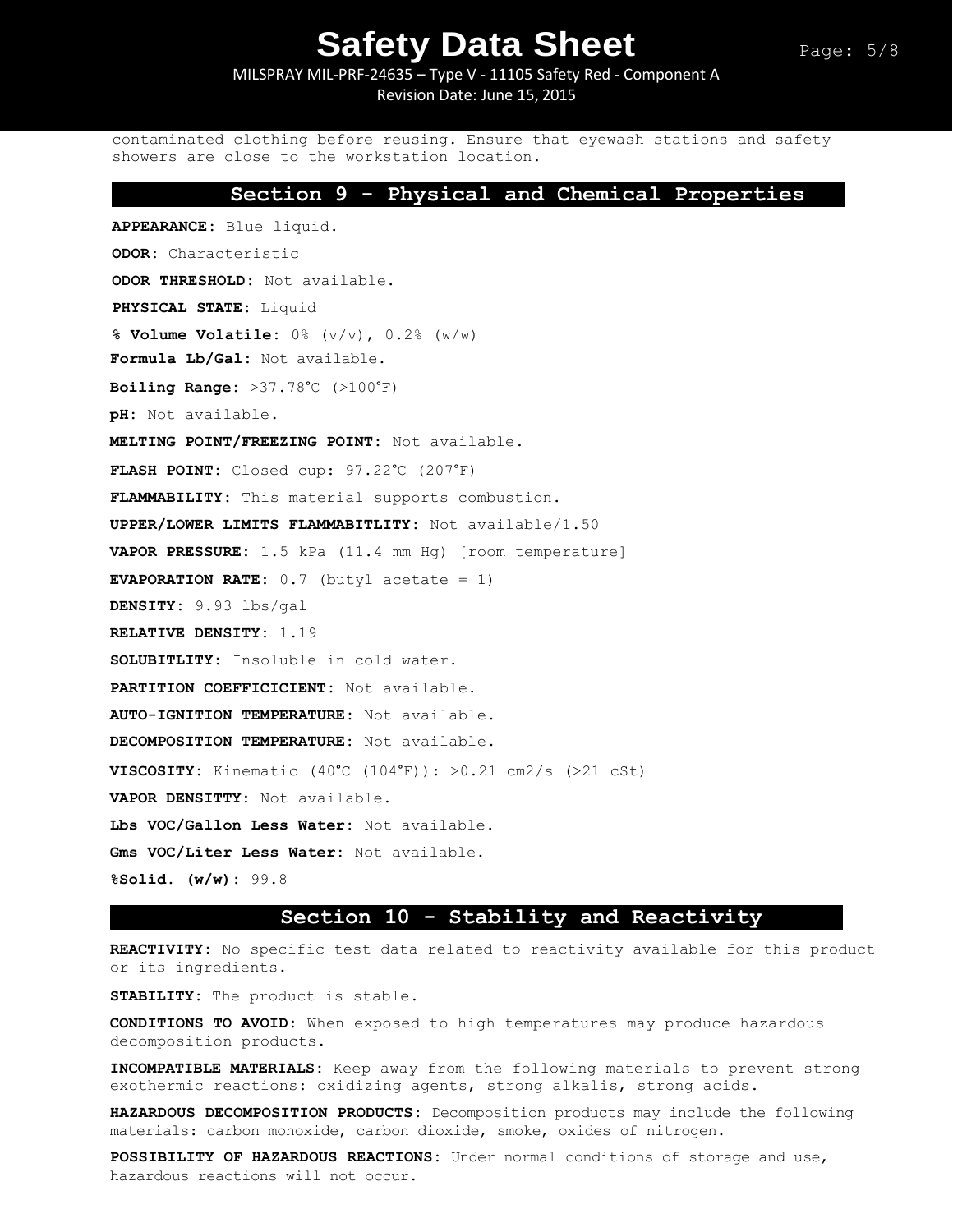contaminated clothing before reusing. Ensure that eyewash stations and safety showers are close to the workstation location.

## Section 9 - Physical and Chemical Properties

**APPEARANCE:** Blue liquid.

**ODOR:** Characteristic

**ODOR THRESHOLD:** Not available.

**PHYSICAL STATE:** Liquid

**% Volume Volatile:** 0% (v/v), 0.2% (w/w)

**Formula Lb/Gal:** Not available.

**Boiling Range:** >37.78°C (>100°F)

**pH:** Not available.

**MELTING POINT/FREEZING POINT:** Not available.

**FLASH POINT:** Closed cup: 97.22°C (207°F)

**FLAMMABILITY:** This material supports combustion.

**UPPER/LOWER LIMITS FLAMMABITLITY:** Not available/1.50

**VAPOR PRESSURE:** 1.5 kPa (11.4 mm Hg) [room temperature]

**EVAPORATION RATE:** 0.7 (butyl acetate = 1)

**DENSITY:** 9.93 lbs/gal

**RELATIVE DENSITY:** 1.19

**SOLUBITLITY:** Insoluble in cold water.

**PARTITION COEFFICICIENT:** Not available.

**AUTO-IGNITION TEMPERATURE:** Not available.

**DECOMPOSITION TEMPERATURE:** Not available.

**VISCOSITY:** Kinematic (40°C (104°F)): >0.21 cm2/s (>21 cSt)

**VAPOR DENSITTY:** Not available.

**Lbs VOC/Gallon Less Water:** Not available.

**Gms VOC/Liter Less Water:** Not available.

**%Solid. (w/w):** 99.8

## Section 10 - Stability and Reactivity

**REACTIVITY:** No specific test data related to reactivity available for this product or its ingredients.

**STABILITY:** The product is stable.

**CONDITIONS TO AVOID:** When exposed to high temperatures may produce hazardous decomposition products.

**INCOMPATIBLE MATERIALS:** Keep away from the following materials to prevent strong exothermic reactions: oxidizing agents, strong alkalis, strong acids.

**HAZARDOUS DECOMPOSITION PRODUCTS:** Decomposition products may include the following materials: carbon monoxide, carbon dioxide, smoke, oxides of nitrogen.

**POSSIBILITY OF HAZARDOUS REACTIONS:** Under normal conditions of storage and use, hazardous reactions will not occur.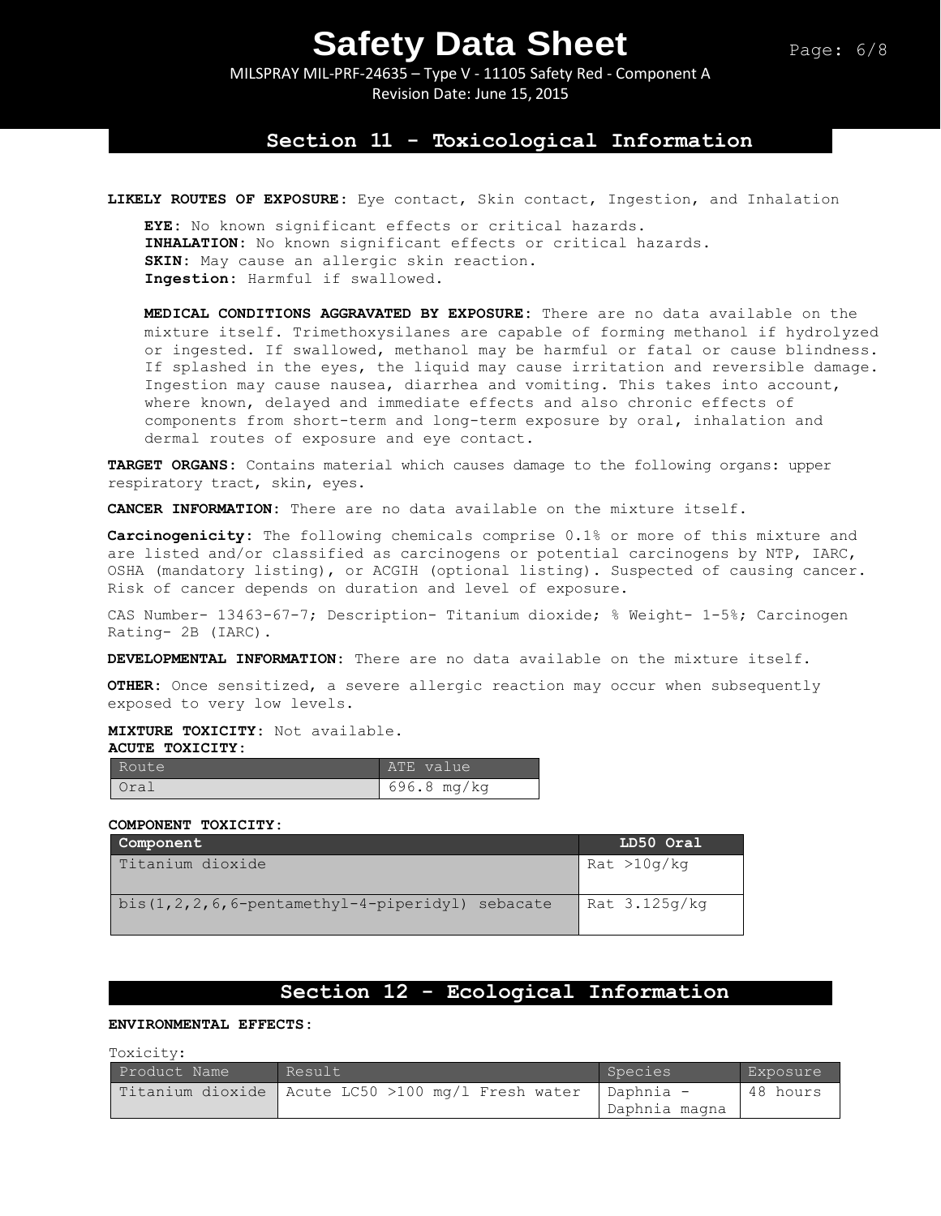## Section 11 - Toxicological Information

**LIKELY ROUTES OF EXPOSURE:** Eye contact, Skin contact, Ingestion, and Inhalation

**EYE:** No known significant effects or critical hazards.
**INHALATION:** No known significant effects or critical hazards.
**SKIN:** May cause an allergic skin reaction.
**Ingestion:** Harmful if swallowed.

**MEDICAL CONDITIONS AGGRAVATED BY EXPOSURE:** There are no data available on the mixture itself. Trimethoxysilanes are capable of forming methanol if hydrolyzed or ingested. If swallowed, methanol may be harmful or fatal or cause blindness. If splashed in the eyes, the liquid may cause irritation and reversible damage. Ingestion may cause nausea, diarrhea and vomiting. This takes into account, where known, delayed and immediate effects and also chronic effects of components from short-term and long-term exposure by oral, inhalation and dermal routes of exposure and eye contact.

**TARGET ORGANS:** Contains material which causes damage to the following organs: upper respiratory tract, skin, eyes.

**CANCER INFORMATION:** There are no data available on the mixture itself.

**Carcinogenicity:** The following chemicals comprise 0.1% or more of this mixture and are listed and/or classified as carcinogens or potential carcinogens by NTP, IARC, OSHA (mandatory listing), or ACGIH (optional listing). Suspected of causing cancer. Risk of cancer depends on duration and level of exposure.

CAS Number- 13463-67-7; Description- Titanium dioxide; % Weight- 1-5%; Carcinogen Rating- 2B (IARC).

**DEVELOPMENTAL INFORMATION:** There are no data available on the mixture itself.

**OTHER:** Once sensitized, a severe allergic reaction may occur when subsequently exposed to very low levels.

**MIXTURE TOXICITY:** Not available.
**ACUTE TOXICITY:**

| Route | ATE value |
|---|---|
| Oral | 696.8 mg/kg |

**COMPONENT TOXICITY:**

| Component | LD50 Oral |
|---|---|
| Titanium dioxide | Rat >10g/kg |
| bis(1,2,2,6,6-pentamethyl-4-piperidyl) sebacate | Rat 3.125g/kg |

## Section 12 - Ecological Information

**ENVIRONMENTAL EFFECTS:**

Toxicity:

| Product Name | Result | Species | Exposure |
|---|---|---|---|
| Titanium dioxide | Acute LC50 >100 mg/l Fresh water | Daphnia - Daphnia magna | 48 hours |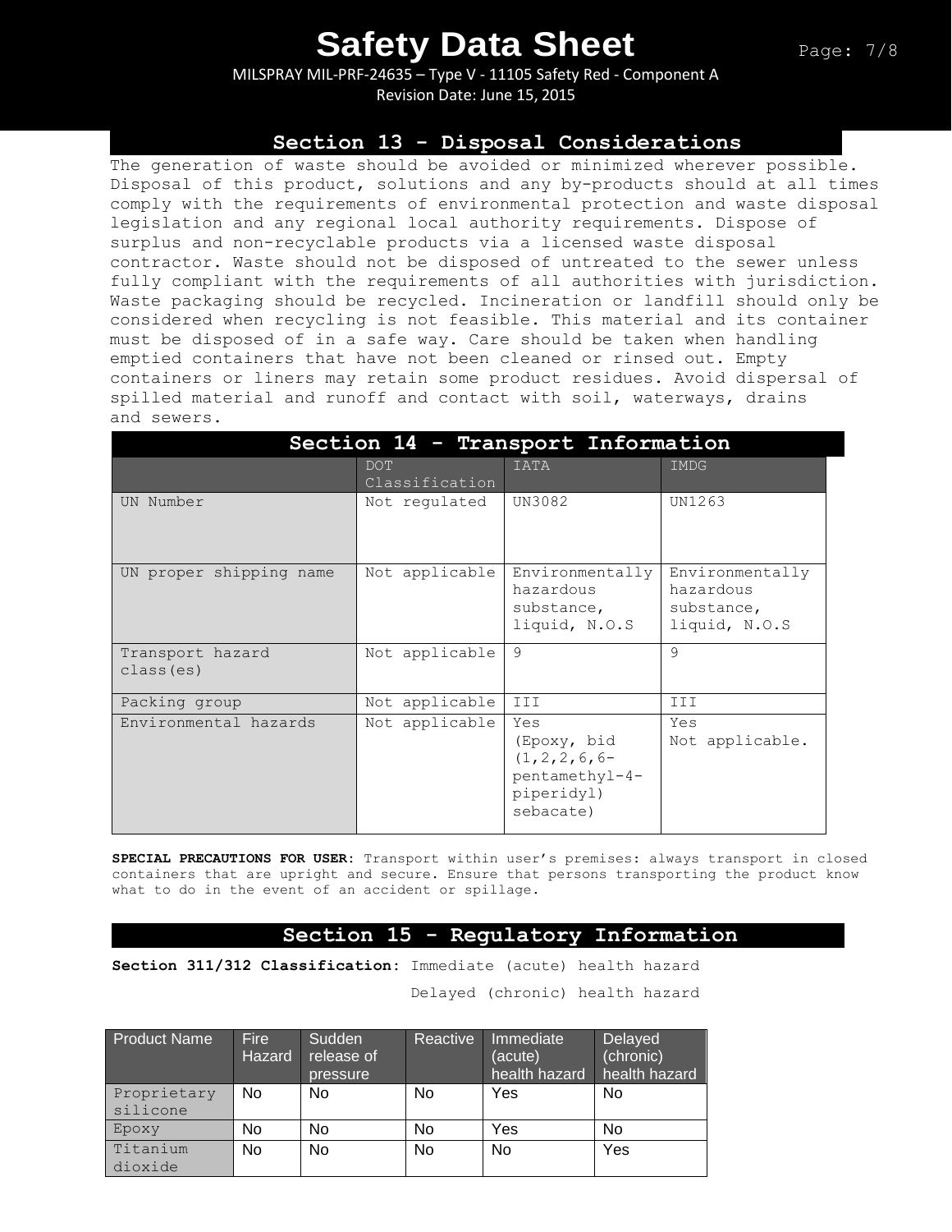## Section 13 - Disposal Considerations

The generation of waste should be avoided or minimized wherever possible. Disposal of this product, solutions and any by-products should at all times comply with the requirements of environmental protection and waste disposal legislation and any regional local authority requirements. Dispose of surplus and non-recyclable products via a licensed waste disposal contractor. Waste should not be disposed of untreated to the sewer unless fully compliant with the requirements of all authorities with jurisdiction. Waste packaging should be recycled. Incineration or landfill should only be considered when recycling is not feasible. This material and its container must be disposed of in a safe way. Care should be taken when handling emptied containers that have not been cleaned or rinsed out. Empty containers or liners may retain some product residues. Avoid dispersal of spilled material and runoff and contact with soil, waterways, drains and sewers.

## Section 14 - Transport Information

| | DOT Classification | IATA | IMDG |
|---|---|---|---|
| UN Number | Not regulated | UN3082 | UN1263 |
| UN proper shipping name | Not applicable | Environmentally hazardous substance, liquid, N.O.S | Environmentally hazardous substance, liquid, N.O.S |
| Transport hazard class(es) | Not applicable | 9 | 9 |
| Packing group | Not applicable | III | III |
| Environmental hazards | Not applicable | Yes (Epoxy, bid (1,2,2,6,6-pentamethyl-4-piperidyl) sebacate) | Yes Not applicable. |

**SPECIAL PRECAUTIONS FOR USER:** Transport within user's premises: always transport in closed containers that are upright and secure. Ensure that persons transporting the product know what to do in the event of an accident or spillage.

## Section 15 - Regulatory Information

**Section 311/312 Classification:** Immediate (acute) health hazard

Delayed (chronic) health hazard

| Product Name | Fire Hazard | Sudden release of pressure | Reactive | Immediate (acute) health hazard | Delayed (chronic) health hazard |
|---|---|---|---|---|---|
| Proprietary silicone | No | No | No | Yes | No |
| Epoxy | No | No | No | Yes | No |
| Titanium dioxide | No | No | No | No | Yes |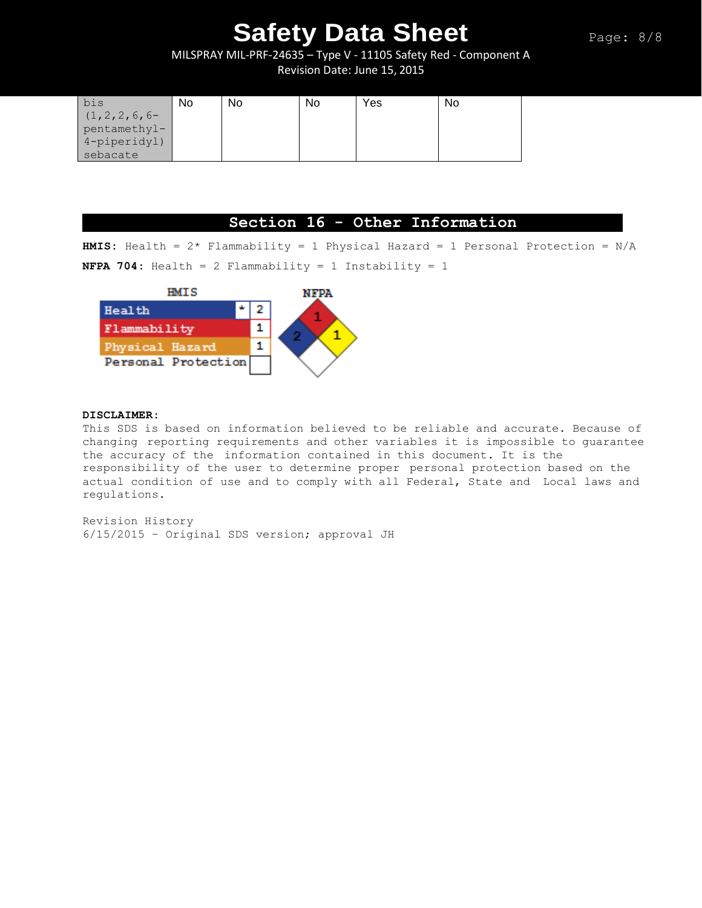| | | | | | |
|---|---|---|---|---|---|
| bis (1,2,2,6,6-pentamethyl-4-piperidyl) sebacate | No | No | No | Yes | No |

## Section 16 - Other Information

**HMIS:** Health = 2* Flammability = 1 Physical Hazard = 1 Personal Protection = N/A

**NFPA 704:** Health = 2 Flammability = 1 Instability = 1

HMIS

| | | |
|---|---|---|
| Health | * | 2 |
| Flammability | | 1 |
| Physical Hazard | | 1 |
| Personal Protection | | |

NFPA

1

2

1

**DISCLAIMER:**
This SDS is based on information believed to be reliable and accurate. Because of changing reporting requirements and other variables it is impossible to guarantee the accuracy of the information contained in this document. It is the responsibility of the user to determine proper personal protection based on the actual condition of use and to comply with all Federal, State and Local laws and regulations.

Revision History
6/15/2015 – Original SDS version; approval JH